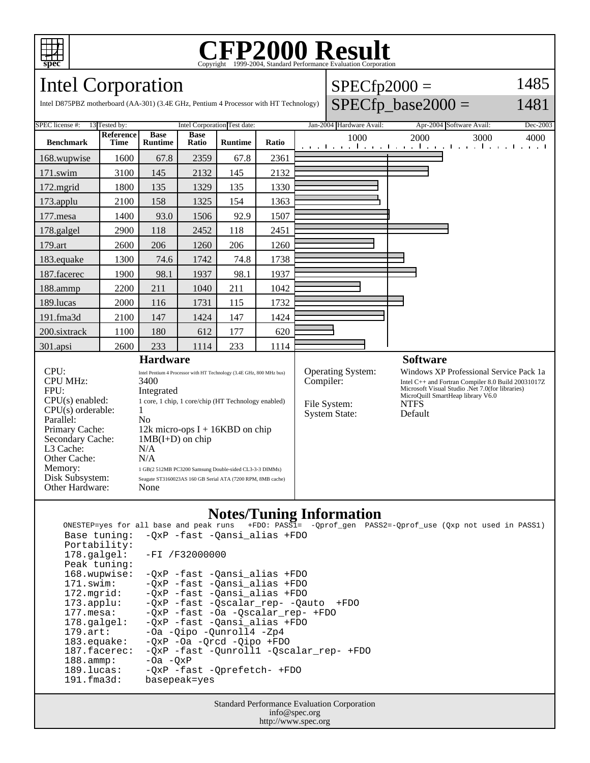# CFP2000 Result

Copyright 1999-2004, Standard Performance Evaluation Corporation

## Intel Corporation

Intel D875PBZ motherboard (AA-301) (3.4E GHz, Pentium 4 Processor with HT Technology)

SPECfp2000 = 1485

SPECfp_base2000 = 1481

SPEC license #: 13 | Tested by: Intel Corporation | Test date: Jan-2004 | Hardware Avail: Apr-2004 | Software Avail: Dec-2003

| Benchmark | Reference Time | Base Runtime | Base Ratio | Runtime | Ratio |
|---|---|---|---|---|---|
| 168.wupwise | 1600 | 67.8 | 2359 | 67.8 | 2361 |
| 171.swim | 3100 | 145 | 2132 | 145 | 2132 |
| 172.mgrid | 1800 | 135 | 1329 | 135 | 1330 |
| 173.applu | 2100 | 158 | 1325 | 154 | 1363 |
| 177.mesa | 1400 | 93.0 | 1506 | 92.9 | 1507 |
| 178.galgel | 2900 | 118 | 2452 | 118 | 2451 |
| 179.art | 2600 | 206 | 1260 | 206 | 1260 |
| 183.equake | 1300 | 74.6 | 1742 | 74.8 | 1738 |
| 187.facerec | 1900 | 98.1 | 1937 | 98.1 | 1937 |
| 188.ammp | 2200 | 211 | 1040 | 211 | 1042 |
| 189.lucas | 2000 | 116 | 1731 | 115 | 1732 |
| 191.fma3d | 2100 | 147 | 1424 | 147 | 1424 |
| 200.sixtrack | 1100 | 180 | 612 | 177 | 620 |
| 301.apsi | 2600 | 233 | 1114 | 233 | 1114 |

### Hardware

| | |
|---|---|
| CPU: | Intel Pentium 4 Processor with HT Technology (3.4E GHz, 800 MHz bus) |
| CPU MHz: | 3400 |
| FPU: | Integrated |
| CPU(s) enabled: | 1 core, 1 chip, 1 core/chip (HT Technology enabled) |
| CPU(s) orderable: | 1 |
| Parallel: | No |
| Primary Cache: | 12k micro-ops I + 16KBD on chip |
| Secondary Cache: | 1MB(I+D) on chip |
| L3 Cache: | N/A |
| Other Cache: | N/A |
| Memory: | 1 GB(2 512MB PC3200 Samsung Double-sided CL3-3-3 DIMMs) |
| Disk Subsystem: | Seagate ST3160023AS 160 GB Serial ATA (7200 RPM, 8MB cache) |
| Other Hardware: | None |

### Software

| | |
|---|---|
| Operating System: | Windows XP Professional Service Pack 1a |
| Compiler: | Intel C++ and Fortran Compiler 8.0 Build 20031017Z<br>Microsoft Visual Studio .Net 7.0(for libraries)<br>MicroQuill SmartHeap library V6.0 |
| File System: | NTFS |
| System State: | Default |

### Notes/Tuning Information

```
ONESTEP=yes for all base and peak runs   +FDO: PASS1=  -Qprof_gen  PASS2=-Qprof_use (Qxp not used in PASS1)
 Base tuning:  -QxP -fast -Qansi_alias +FDO
 Portability:
 178.galgel:   -FI /F32000000
 Peak tuning:
 168.wupwise:  -QxP -fast -Qansi_alias +FDO
 171.swim:     -QxP -fast -Qansi_alias +FDO
 172.mgrid:    -QxP -fast -Qansi_alias +FDO
 173.applu:    -QxP -fast -Qscalar_rep- -Qauto  +FDO
 177.mesa:     -QxP -fast -Oa -Qscalar_rep- +FDO
 178.galgel:   -QxP -fast -Qansi_alias +FDO
 179.art:      -Oa -Qipo -Qunroll4 -Zp4
 183.equake:   -QxP -Oa -Qrcd -Qipo +FDO
 187.facerec:  -QxP -fast -Qunroll1 -Qscalar_rep- +FDO
 188.ammp:     -Oa -QxP
 189.lucas:    -QxP -fast -Qprefetch- +FDO
 191.fma3d:    basepeak=yes
```

Standard Performance Evaluation Corporation
info@spec.org
http://www.spec.org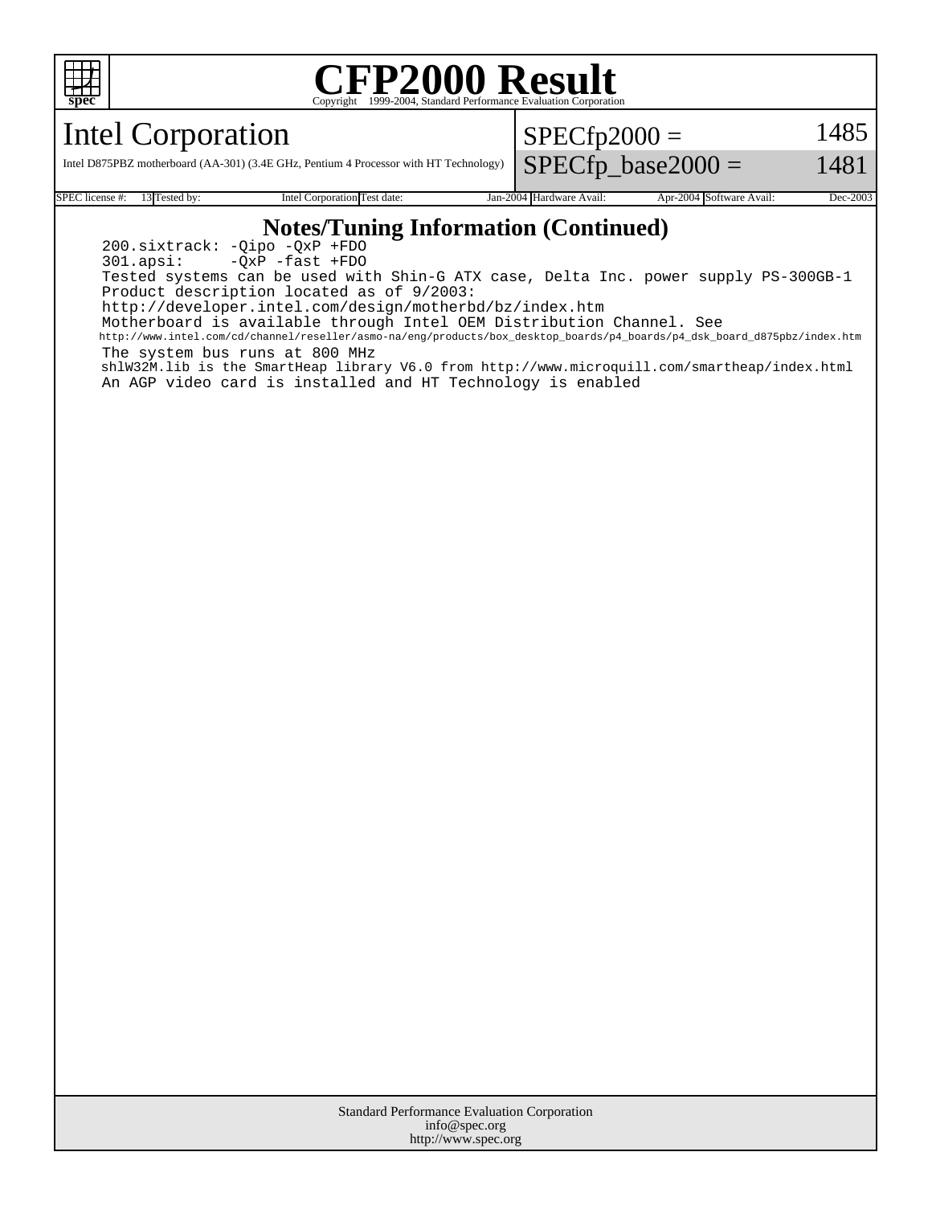# CFP2000 Result

Copyright 1999-2004, Standard Performance Evaluation Corporation

## Intel Corporation

Intel D875PBZ motherboard (AA-301) (3.4E GHz, Pentium 4 Processor with HT Technology)

SPECfp2000 = 1485

SPECfp_base2000 = 1481

| SPEC license #: | 13 | Tested by: | Intel Corporation | Test date: | Jan-2004 | Hardware Avail: | Apr-2004 | Software Avail: | Dec-2003 |
|---|---|---|---|---|---|---|---|---|---|

### Notes/Tuning Information (Continued)

```
200.sixtrack: -Qipo -QxP +FDO
301.apsi:     -QxP -fast +FDO
Tested systems can be used with Shin-G ATX case, Delta Inc. power supply PS-300GB-1
Product description located as of 9/2003:
http://developer.intel.com/design/motherbd/bz/index.htm
Motherboard is available through Intel OEM Distribution Channel. See
http://www.intel.com/cd/channel/reseller/asmo-na/eng/products/box_desktop_boards/p4_boards/p4_dsk_board_d875pbz/index.htm
The system bus runs at 800 MHz
shlW32M.lib is the SmartHeap library V6.0 from http://www.microquill.com/smartheap/index.html
An AGP video card is installed and HT Technology is enabled
```